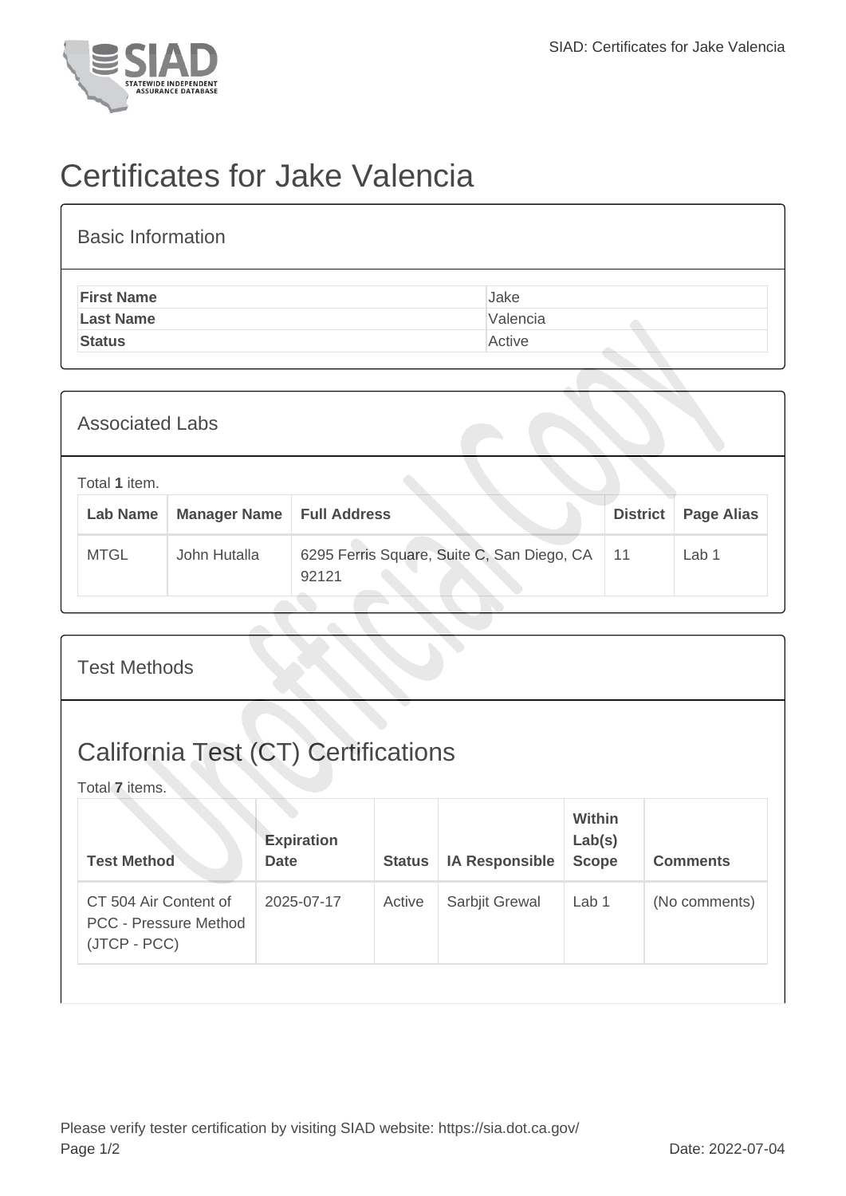# Certificates for Jake Valencia

## Basic Information

| First Name | Jake |
|---|---|
| Last Name | Valencia |
| Status | Active |

## Associated Labs

Total **1** item.

| Lab Name | Manager Name | Full Address | District | Page Alias |
|---|---|---|---|---|
| MTGL | John Hutalla | 6295 Ferris Square, Suite C, San Diego, CA 92121 | 11 | Lab 1 |

## Test Methods

## California Test (CT) Certifications

Total **7** items.

| Test Method | Expiration Date | Status | IA Responsible | Within Lab(s) Scope | Comments |
|---|---|---|---|---|---|
| CT 504 Air Content of PCC - Pressure Method (JTCP - PCC) | 2025-07-17 | Active | Sarbjit Grewal | Lab 1 | (No comments) |

Please verify tester certification by visiting SIAD website: https://sia.dot.ca.gov/

Date: 2022-07-04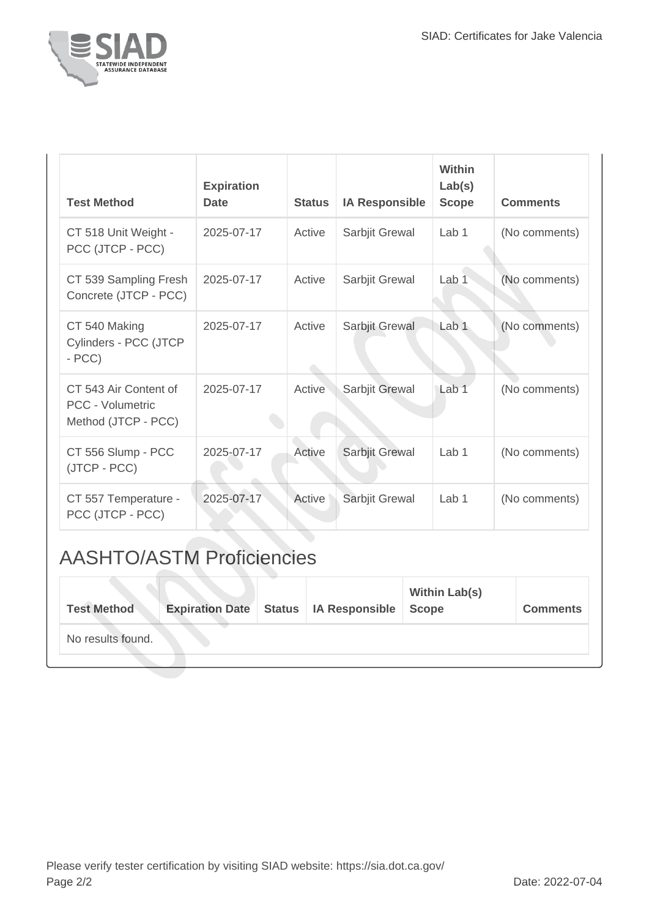| Test Method | Expiration Date | Status | IA Responsible | Within Lab(s) Scope | Comments |
| --- | --- | --- | --- | --- | --- |
| CT 518 Unit Weight - PCC (JTCP - PCC) | 2025-07-17 | Active | Sarbjit Grewal | Lab 1 | (No comments) |
| CT 539 Sampling Fresh Concrete (JTCP - PCC) | 2025-07-17 | Active | Sarbjit Grewal | Lab 1 | (No comments) |
| CT 540 Making Cylinders - PCC (JTCP - PCC) | 2025-07-17 | Active | Sarbjit Grewal | Lab 1 | (No comments) |
| CT 543 Air Content of PCC - Volumetric Method (JTCP - PCC) | 2025-07-17 | Active | Sarbjit Grewal | Lab 1 | (No comments) |
| CT 556 Slump - PCC (JTCP - PCC) | 2025-07-17 | Active | Sarbjit Grewal | Lab 1 | (No comments) |
| CT 557 Temperature - PCC (JTCP - PCC) | 2025-07-17 | Active | Sarbjit Grewal | Lab 1 | (No comments) |

## AASHTO/ASTM Proficiencies

| Test Method | Expiration Date | Status | IA Responsible | Within Lab(s) Scope | Comments |
| --- | --- | --- | --- | --- | --- |
| No results found. | | | | | |

Please verify tester certification by visiting SIAD website: https://sia.dot.ca.gov/

Date: 2022-07-04